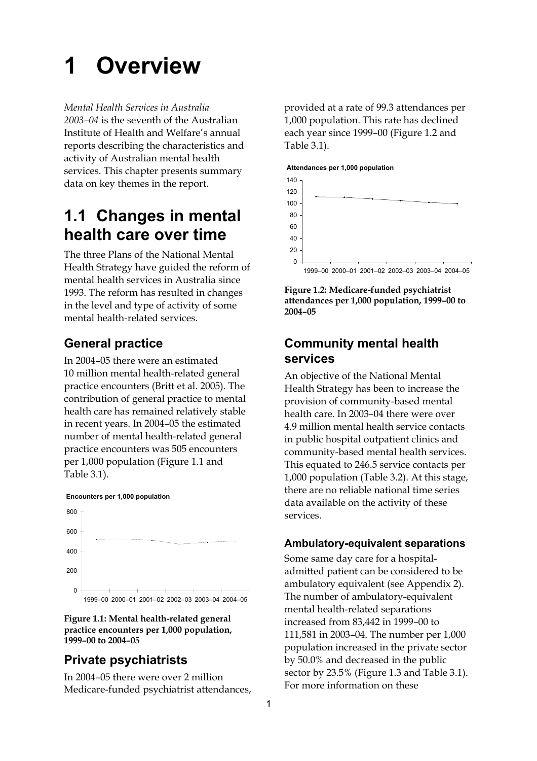# 1 Overview

*Mental Health Services in Australia 2003–04* is the seventh of the Australian Institute of Health and Welfare's annual reports describing the characteristics and activity of Australian mental health services. This chapter presents summary data on key themes in the report.

## 1.1 Changes in mental health care over time

The three Plans of the National Mental Health Strategy have guided the reform of mental health services in Australia since 1993. The reform has resulted in changes in the level and type of activity of some mental health-related services.

### General practice

In 2004–05 there were an estimated 10 million mental health-related general practice encounters (Britt et al. 2005). The contribution of general practice to mental health care has remained relatively stable in recent years. In 2004–05 the estimated number of mental health-related general practice encounters was 505 encounters per 1,000 population (Figure 1.1 and Table 3.1).

**Figure 1.1: Mental health-related general practice encounters per 1,000 population, 1999–00 to 2004–05**

### Private psychiatrists

In 2004–05 there were over 2 million Medicare-funded psychiatrist attendances, provided at a rate of 99.3 attendances per 1,000 population. This rate has declined each year since 1999–00 (Figure 1.2 and Table 3.1).

**Figure 1.2: Medicare-funded psychiatrist attendances per 1,000 population, 1999–00 to 2004–05**

### Community mental health services

An objective of the National Mental Health Strategy has been to increase the provision of community-based mental health care. In 2003–04 there were over 4.9 million mental health service contacts in public hospital outpatient clinics and community-based mental health services. This equated to 246.5 service contacts per 1,000 population (Table 3.2). At this stage, there are no reliable national time series data available on the activity of these services.

#### Ambulatory-equivalent separations

Some same day care for a hospital-admitted patient can be considered to be ambulatory equivalent (see Appendix 2). The number of ambulatory-equivalent mental health-related separations increased from 83,442 in 1999–00 to 111,581 in 2003–04. The number per 1,000 population increased in the private sector by 50.0% and decreased in the public sector by 23.5% (Figure 1.3 and Table 3.1). For more information on these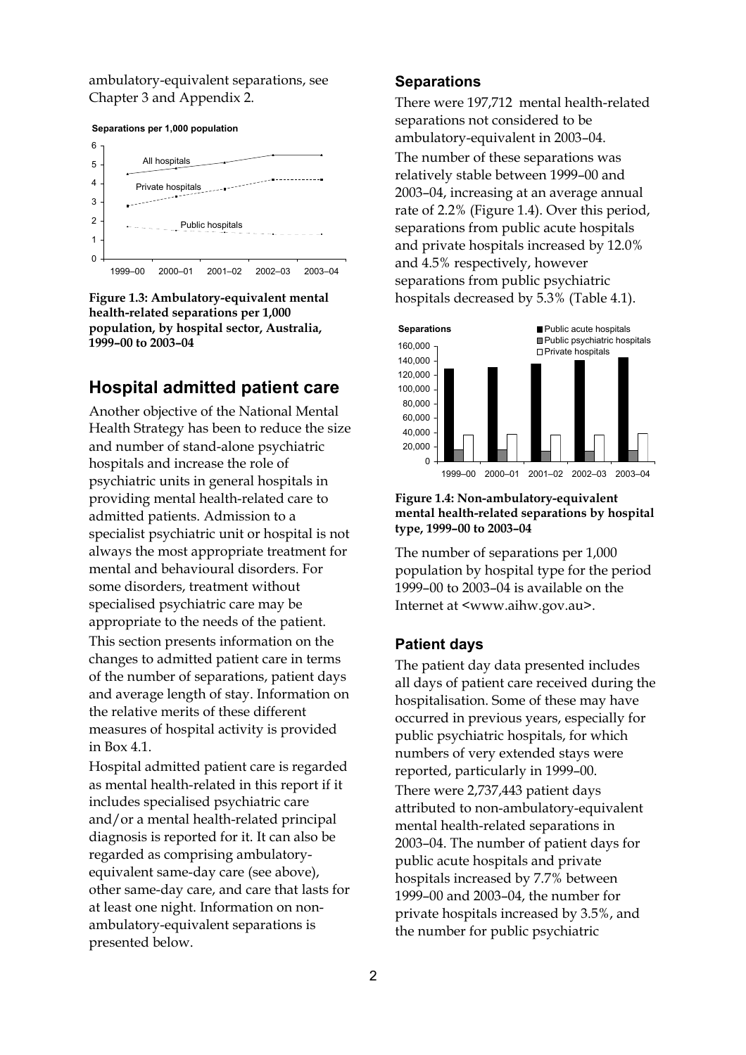ambulatory-equivalent separations, see Chapter 3 and Appendix 2.

**Figure 1.3: Ambulatory-equivalent mental health-related separations per 1,000 population, by hospital sector, Australia, 1999–00 to 2003–04**

## Hospital admitted patient care

Another objective of the National Mental Health Strategy has been to reduce the size and number of stand-alone psychiatric hospitals and increase the role of psychiatric units in general hospitals in providing mental health-related care to admitted patients. Admission to a specialist psychiatric unit or hospital is not always the most appropriate treatment for mental and behavioural disorders. For some disorders, treatment without specialised psychiatric care may be appropriate to the needs of the patient.

This section presents information on the changes to admitted patient care in terms of the number of separations, patient days and average length of stay. Information on the relative merits of these different measures of hospital activity is provided in Box 4.1.

Hospital admitted patient care is regarded as mental health-related in this report if it includes specialised psychiatric care and/or a mental health-related principal diagnosis is reported for it. It can also be regarded as comprising ambulatory-equivalent same-day care (see above), other same-day care, and care that lasts for at least one night. Information on non-ambulatory-equivalent separations is presented below.

### Separations

There were 197,712 mental health-related separations not considered to be ambulatory-equivalent in 2003–04.

The number of these separations was relatively stable between 1999–00 and 2003–04, increasing at an average annual rate of 2.2% (Figure 1.4). Over this period, separations from public acute hospitals and private hospitals increased by 12.0% and 4.5% respectively, however separations from public psychiatric hospitals decreased by 5.3% (Table 4.1).

**Figure 1.4: Non-ambulatory-equivalent mental health-related separations by hospital type, 1999–00 to 2003–04**

The number of separations per 1,000 population by hospital type for the period 1999–00 to 2003–04 is available on the Internet at <www.aihw.gov.au>.

### Patient days

The patient day data presented includes all days of patient care received during the hospitalisation. Some of these may have occurred in previous years, especially for public psychiatric hospitals, for which numbers of very extended stays were reported, particularly in 1999–00.

There were 2,737,443 patient days attributed to non-ambulatory-equivalent mental health-related separations in 2003–04. The number of patient days for public acute hospitals and private hospitals increased by 7.7% between 1999–00 and 2003–04, the number for private hospitals increased by 3.5%, and the number for public psychiatric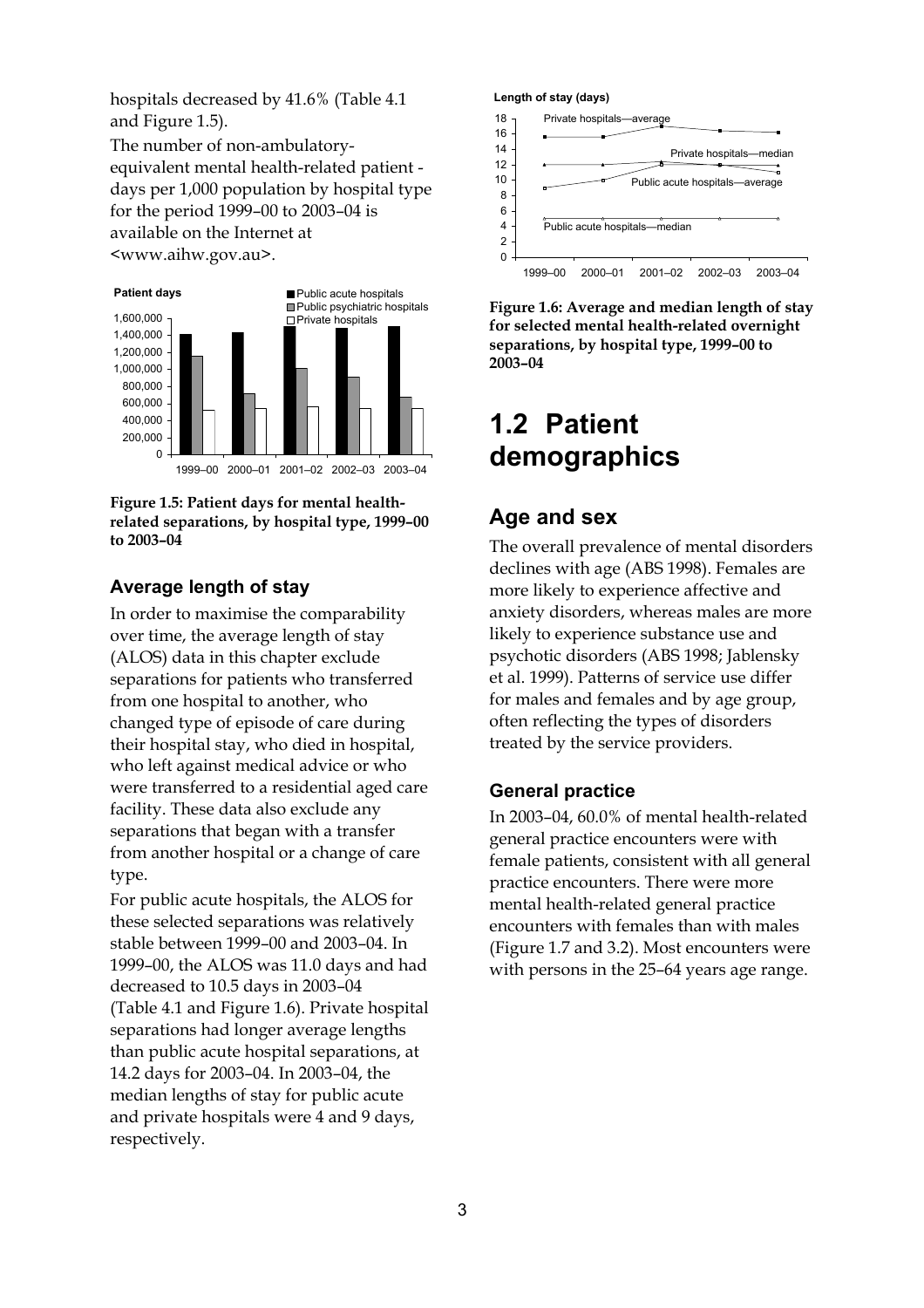hospitals decreased by 41.6% (Table 4.1 and Figure 1.5).

The number of non-ambulatory-equivalent mental health-related patient - days per 1,000 population by hospital type for the period 1999–00 to 2003–04 is available on the Internet at <www.aihw.gov.au>.

**Figure 1.5: Patient days for mental health-related separations, by hospital type, 1999–00 to 2003–04**

### Average length of stay

In order to maximise the comparability over time, the average length of stay (ALOS) data in this chapter exclude separations for patients who transferred from one hospital to another, who changed type of episode of care during their hospital stay, who died in hospital, who left against medical advice or who were transferred to a residential aged care facility. These data also exclude any separations that began with a transfer from another hospital or a change of care type.

For public acute hospitals, the ALOS for these selected separations was relatively stable between 1999–00 and 2003–04. In 1999–00, the ALOS was 11.0 days and had decreased to 10.5 days in 2003–04 (Table 4.1 and Figure 1.6). Private hospital separations had longer average lengths than public acute hospital separations, at 14.2 days for 2003–04. In 2003–04, the median lengths of stay for public acute and private hospitals were 4 and 9 days, respectively.

**Figure 1.6: Average and median length of stay for selected mental health-related overnight separations, by hospital type, 1999–00 to 2003–04**

# 1.2 Patient demographics

## Age and sex

The overall prevalence of mental disorders declines with age (ABS 1998). Females are more likely to experience affective and anxiety disorders, whereas males are more likely to experience substance use and psychotic disorders (ABS 1998; Jablensky et al. 1999). Patterns of service use differ for males and females and by age group, often reflecting the types of disorders treated by the service providers.

### General practice

In 2003–04, 60.0% of mental health-related general practice encounters were with female patients, consistent with all general practice encounters. There were more mental health-related general practice encounters with females than with males (Figure 1.7 and 3.2). Most encounters were with persons in the 25–64 years age range.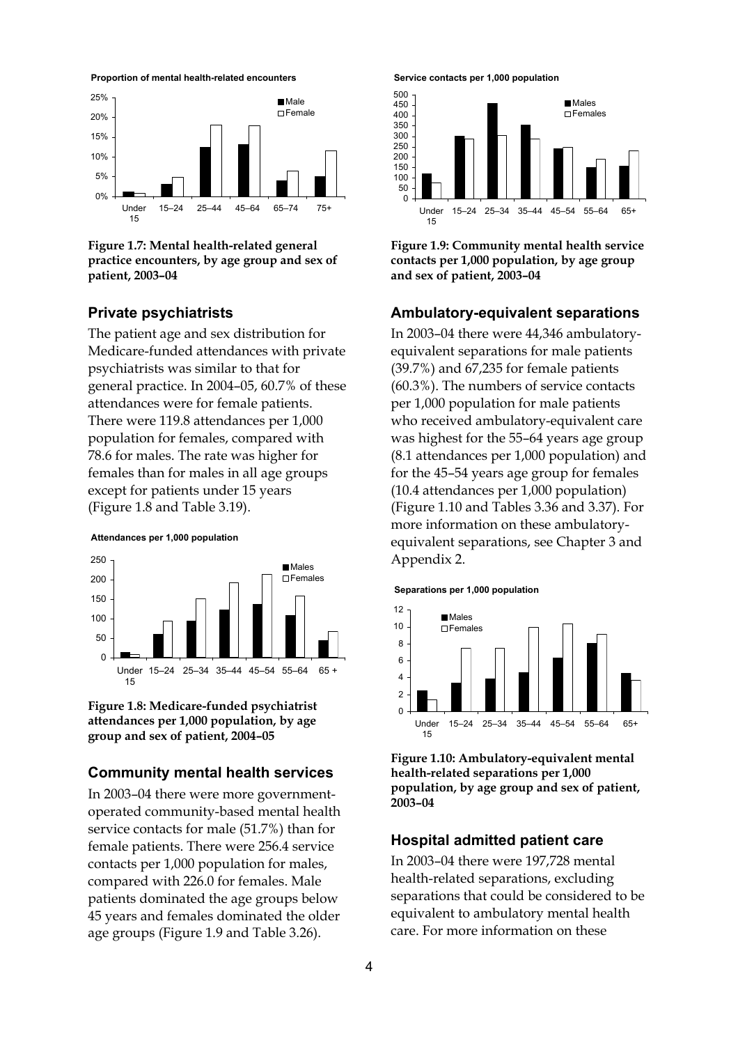**Proportion of mental health-related encounters**

**Figure 1.7: Mental health-related general practice encounters, by age group and sex of patient, 2003–04**

### Private psychiatrists

The patient age and sex distribution for Medicare-funded attendances with private psychiatrists was similar to that for general practice. In 2004–05, 60.7% of these attendances were for female patients. There were 119.8 attendances per 1,000 population for females, compared with 78.6 for males. The rate was higher for females than for males in all age groups except for patients under 15 years (Figure 1.8 and Table 3.19).

**Attendances per 1,000 population**

**Figure 1.8: Medicare-funded psychiatrist attendances per 1,000 population, by age group and sex of patient, 2004–05**

### Community mental health services

In 2003–04 there were more government-operated community-based mental health service contacts for male (51.7%) than for female patients. There were 256.4 service contacts per 1,000 population for males, compared with 226.0 for females. Male patients dominated the age groups below 45 years and females dominated the older age groups (Figure 1.9 and Table 3.26).

**Service contacts per 1,000 population**

**Figure 1.9: Community mental health service contacts per 1,000 population, by age group and sex of patient, 2003–04**

### Ambulatory-equivalent separations

In 2003–04 there were 44,346 ambulatory-equivalent separations for male patients (39.7%) and 67,235 for female patients (60.3%). The numbers of service contacts per 1,000 population for male patients who received ambulatory-equivalent care was highest for the 55–64 years age group (8.1 attendances per 1,000 population) and for the 45–54 years age group for females (10.4 attendances per 1,000 population) (Figure 1.10 and Tables 3.36 and 3.37). For more information on these ambulatory-equivalent separations, see Chapter 3 and Appendix 2.

**Separations per 1,000 population**

**Figure 1.10: Ambulatory-equivalent mental health-related separations per 1,000 population, by age group and sex of patient, 2003–04**

### Hospital admitted patient care

In 2003–04 there were 197,728 mental health-related separations, excluding separations that could be considered to be equivalent to ambulatory mental health care. For more information on these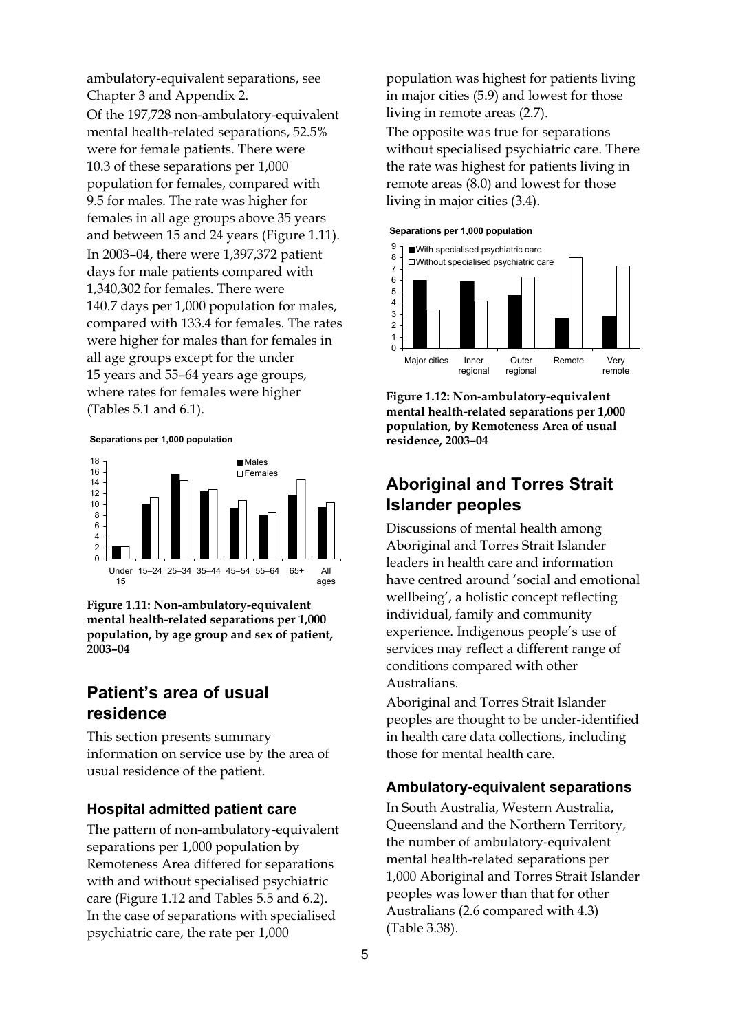ambulatory-equivalent separations, see Chapter 3 and Appendix 2.

Of the 197,728 non-ambulatory-equivalent mental health-related separations, 52.5% were for female patients. There were 10.3 of these separations per 1,000 population for females, compared with 9.5 for males. The rate was higher for females in all age groups above 35 years and between 15 and 24 years (Figure 1.11).

In 2003–04, there were 1,397,372 patient days for male patients compared with 1,340,302 for females. There were 140.7 days per 1,000 population for males, compared with 133.4 for females. The rates were higher for males than for females in all age groups except for the under 15 years and 55–64 years age groups, where rates for females were higher (Tables 5.1 and 6.1).

**Figure 1.11: Non-ambulatory-equivalent mental health-related separations per 1,000 population, by age group and sex of patient, 2003–04**

## Patient's area of usual residence

This section presents summary information on service use by the area of usual residence of the patient.

### Hospital admitted patient care

The pattern of non-ambulatory-equivalent separations per 1,000 population by Remoteness Area differed for separations with and without specialised psychiatric care (Figure 1.12 and Tables 5.5 and 6.2). In the case of separations with specialised psychiatric care, the rate per 1,000 population was highest for patients living in major cities (5.9) and lowest for those living in remote areas (2.7).

The opposite was true for separations without specialised psychiatric care. There the rate was highest for patients living in remote areas (8.0) and lowest for those living in major cities (3.4).

**Figure 1.12: Non-ambulatory-equivalent mental health-related separations per 1,000 population, by Remoteness Area of usual residence, 2003–04**

## Aboriginal and Torres Strait Islander peoples

Discussions of mental health among Aboriginal and Torres Strait Islander leaders in health care and information have centred around 'social and emotional wellbeing', a holistic concept reflecting individual, family and community experience. Indigenous people's use of services may reflect a different range of conditions compared with other Australians.

Aboriginal and Torres Strait Islander peoples are thought to be under-identified in health care data collections, including those for mental health care.

### Ambulatory-equivalent separations

In South Australia, Western Australia, Queensland and the Northern Territory, the number of ambulatory-equivalent mental health-related separations per 1,000 Aboriginal and Torres Strait Islander peoples was lower than that for other Australians (2.6 compared with 4.3) (Table 3.38).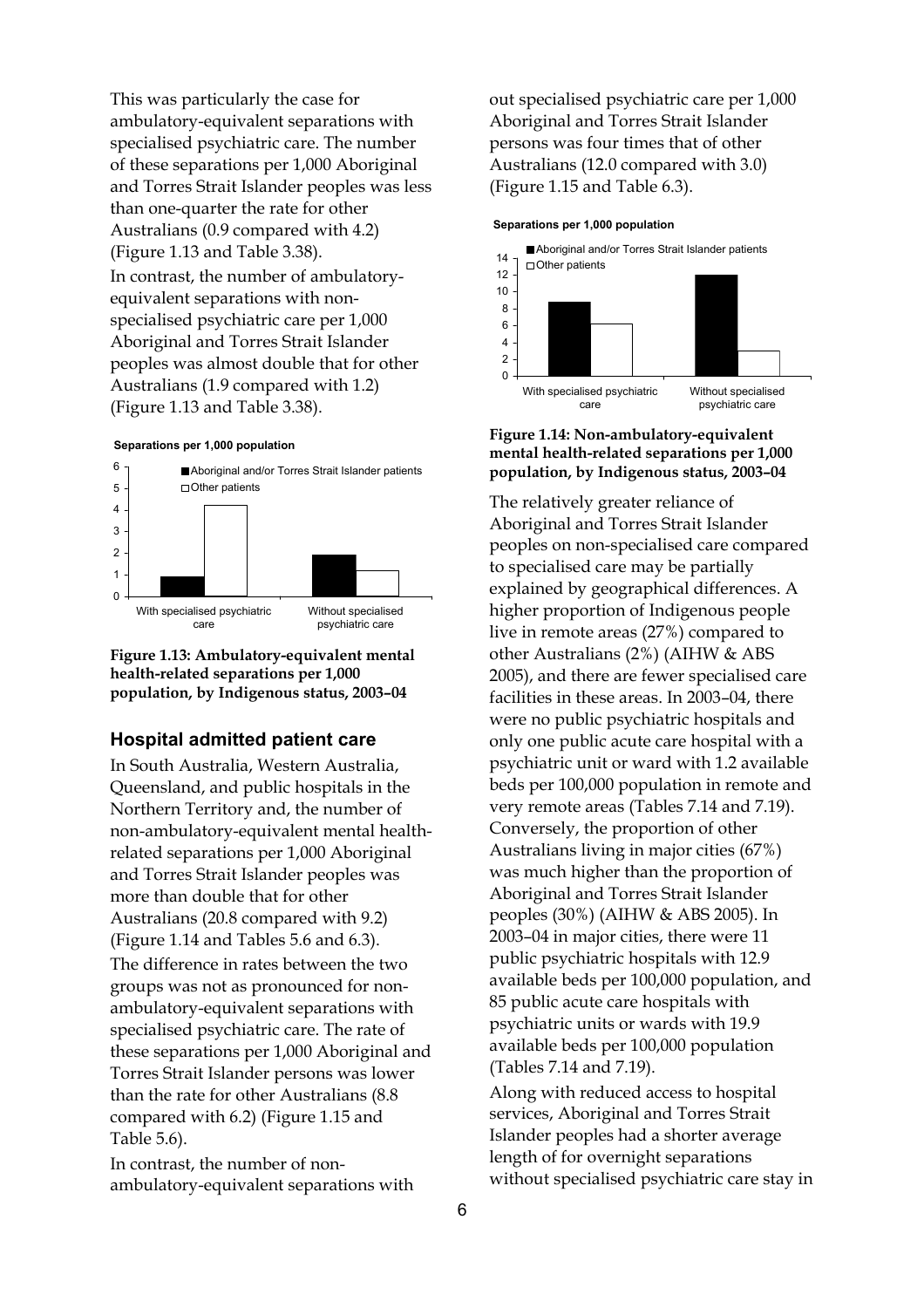This was particularly the case for ambulatory-equivalent separations with specialised psychiatric care. The number of these separations per 1,000 Aboriginal and Torres Strait Islander peoples was less than one-quarter the rate for other Australians (0.9 compared with 4.2) (Figure 1.13 and Table 3.38).

In contrast, the number of ambulatory-equivalent separations with non-specialised psychiatric care per 1,000 Aboriginal and Torres Strait Islander peoples was almost double that for other Australians (1.9 compared with 1.2) (Figure 1.13 and Table 3.38).

**Figure 1.13: Ambulatory-equivalent mental health-related separations per 1,000 population, by Indigenous status, 2003–04**

## Hospital admitted patient care

In South Australia, Western Australia, Queensland, and public hospitals in the Northern Territory and, the number of non-ambulatory-equivalent mental health-related separations per 1,000 Aboriginal and Torres Strait Islander peoples was more than double that for other Australians (20.8 compared with 9.2) (Figure 1.14 and Tables 5.6 and 6.3).

The difference in rates between the two groups was not as pronounced for non-ambulatory-equivalent separations with specialised psychiatric care. The rate of these separations per 1,000 Aboriginal and Torres Strait Islander persons was lower than the rate for other Australians (8.8 compared with 6.2) (Figure 1.15 and Table 5.6).

In contrast, the number of non-ambulatory-equivalent separations without specialised psychiatric care per 1,000 Aboriginal and Torres Strait Islander persons was four times that of other Australians (12.0 compared with 3.0) (Figure 1.15 and Table 6.3).

**Figure 1.14: Non-ambulatory-equivalent mental health-related separations per 1,000 population, by Indigenous status, 2003–04**

The relatively greater reliance of Aboriginal and Torres Strait Islander peoples on non-specialised care compared to specialised care may be partially explained by geographical differences. A higher proportion of Indigenous people live in remote areas (27%) compared to other Australians (2%) (AIHW & ABS 2005), and there are fewer specialised care facilities in these areas. In 2003–04, there were no public psychiatric hospitals and only one public acute care hospital with a psychiatric unit or ward with 1.2 available beds per 100,000 population in remote and very remote areas (Tables 7.14 and 7.19). Conversely, the proportion of other Australians living in major cities (67%) was much higher than the proportion of Aboriginal and Torres Strait Islander peoples (30%) (AIHW & ABS 2005). In 2003–04 in major cities, there were 11 public psychiatric hospitals with 12.9 available beds per 100,000 population, and 85 public acute care hospitals with psychiatric units or wards with 19.9 available beds per 100,000 population (Tables 7.14 and 7.19).

Along with reduced access to hospital services, Aboriginal and Torres Strait Islander peoples had a shorter average length of for overnight separations without specialised psychiatric care stay in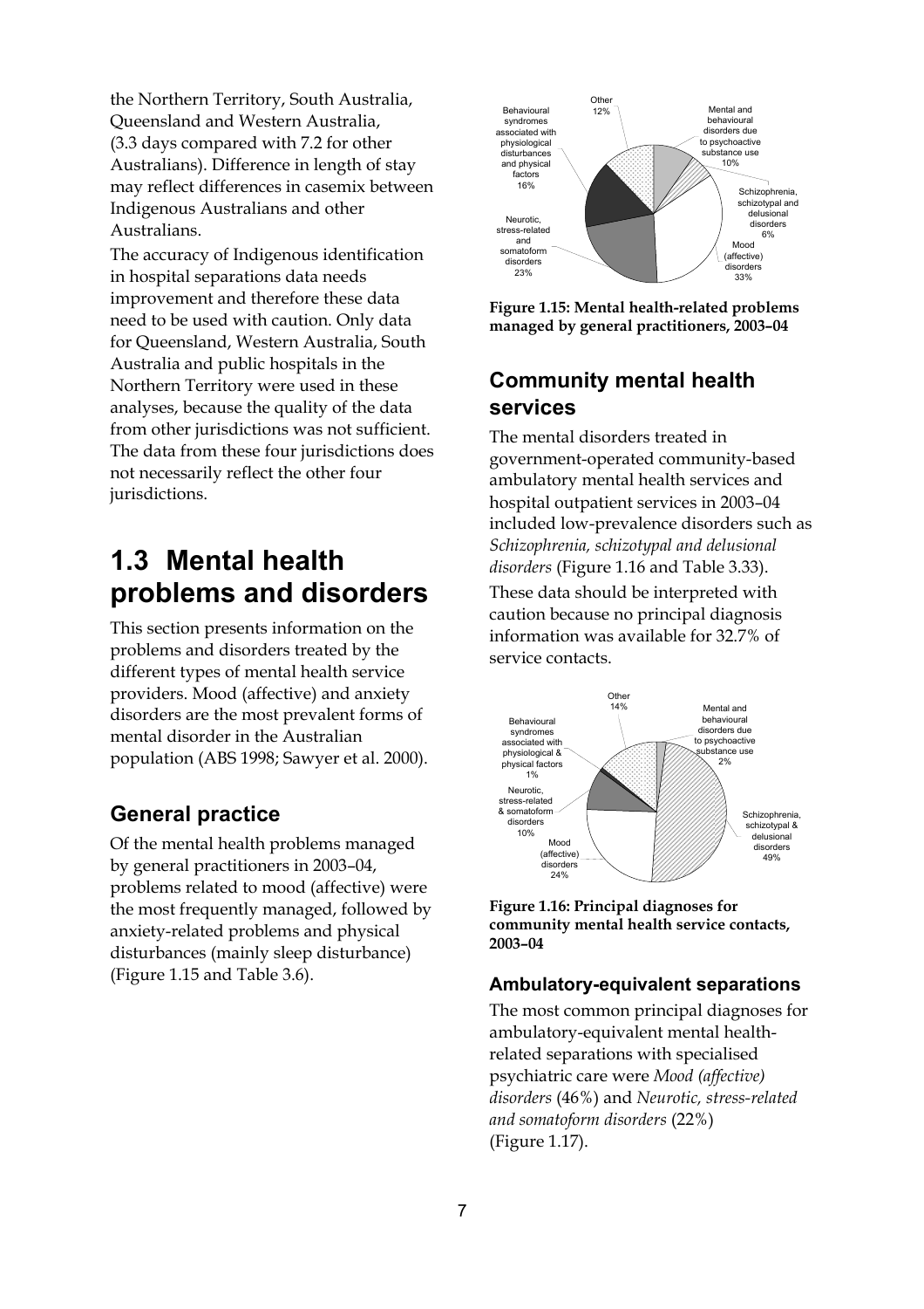the Northern Territory, South Australia, Queensland and Western Australia, (3.3 days compared with 7.2 for other Australians). Difference in length of stay may reflect differences in casemix between Indigenous Australians and other Australians.

The accuracy of Indigenous identification in hospital separations data needs improvement and therefore these data need to be used with caution. Only data for Queensland, Western Australia, South Australia and public hospitals in the Northern Territory were used in these analyses, because the quality of the data from other jurisdictions was not sufficient. The data from these four jurisdictions does not necessarily reflect the other four jurisdictions.

# 1.3 Mental health problems and disorders

This section presents information on the problems and disorders treated by the different types of mental health service providers. Mood (affective) and anxiety disorders are the most prevalent forms of mental disorder in the Australian population (ABS 1998; Sawyer et al. 2000).

## General practice

Of the mental health problems managed by general practitioners in 2003–04, problems related to mood (affective) were the most frequently managed, followed by anxiety-related problems and physical disturbances (mainly sleep disturbance) (Figure 1.15 and Table 3.6).

**Figure 1.15: Mental health-related problems managed by general practitioners, 2003–04**

## Community mental health services

The mental disorders treated in government-operated community-based ambulatory mental health services and hospital outpatient services in 2003–04 included low-prevalence disorders such as *Schizophrenia, schizotypal and delusional disorders* (Figure 1.16 and Table 3.33).

These data should be interpreted with caution because no principal diagnosis information was available for 32.7% of service contacts.

**Figure 1.16: Principal diagnoses for community mental health service contacts, 2003–04**

### Ambulatory-equivalent separations

The most common principal diagnoses for ambulatory-equivalent mental health-related separations with specialised psychiatric care were *Mood (affective) disorders* (46%) and *Neurotic, stress-related and somatoform disorders* (22%) (Figure 1.17).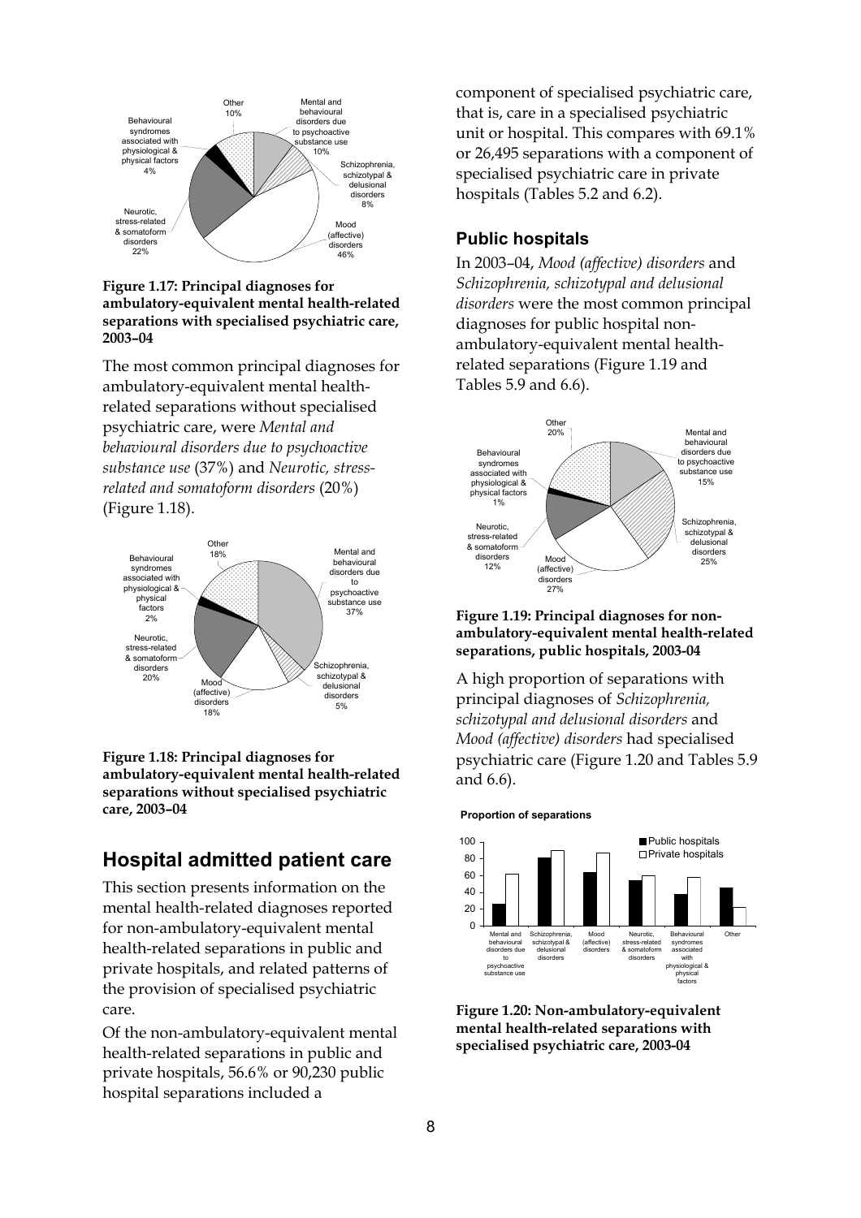**Figure 1.17: Principal diagnoses for ambulatory-equivalent mental health-related separations with specialised psychiatric care, 2003–04**

The most common principal diagnoses for ambulatory-equivalent mental health-related separations without specialised psychiatric care, were *Mental and behavioural disorders due to psychoactive substance use* (37%) and *Neurotic, stress-related and somatoform disorders* (20%) (Figure 1.18).

**Figure 1.18: Principal diagnoses for ambulatory-equivalent mental health-related separations without specialised psychiatric care, 2003–04**

## Hospital admitted patient care

This section presents information on the mental health-related diagnoses reported for non-ambulatory-equivalent mental health-related separations in public and private hospitals, and related patterns of the provision of specialised psychiatric care.

Of the non-ambulatory-equivalent mental health-related separations in public and private hospitals, 56.6% or 90,230 public hospital separations included a component of specialised psychiatric care, that is, care in a specialised psychiatric unit or hospital. This compares with 69.1% or 26,495 separations with a component of specialised psychiatric care in private hospitals (Tables 5.2 and 6.2).

### Public hospitals

In 2003–04, *Mood (affective) disorders* and *Schizophrenia, schizotypal and delusional disorders* were the most common principal diagnoses for public hospital non-ambulatory-equivalent mental health-related separations (Figure 1.19 and Tables 5.9 and 6.6).

**Figure 1.19: Principal diagnoses for non-ambulatory-equivalent mental health-related separations, public hospitals, 2003-04**

A high proportion of separations with principal diagnoses of *Schizophrenia, schizotypal and delusional disorders* and *Mood (affective) disorders* had specialised psychiatric care (Figure 1.20 and Tables 5.9 and 6.6).

**Figure 1.20: Non-ambulatory-equivalent mental health-related separations with specialised psychiatric care, 2003-04**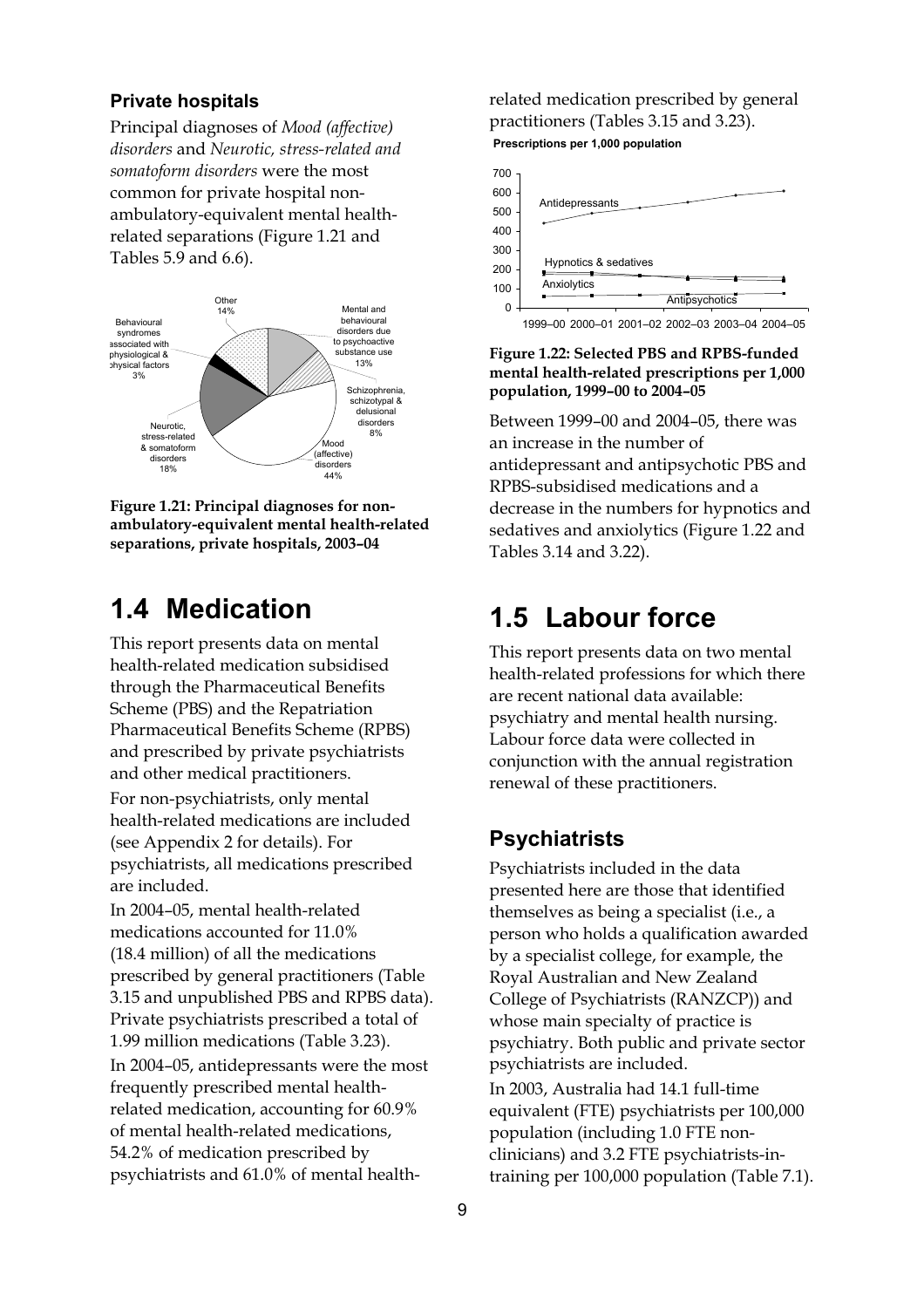### Private hospitals

Principal diagnoses of *Mood (affective) disorders* and *Neurotic, stress-related and somatoform disorders* were the most common for private hospital non-ambulatory-equivalent mental health-related separations (Figure 1.21 and Tables 5.9 and 6.6).

**Figure 1.21: Principal diagnoses for non-ambulatory-equivalent mental health-related separations, private hospitals, 2003–04**

## 1.4 Medication

This report presents data on mental health-related medication subsidised through the Pharmaceutical Benefits Scheme (PBS) and the Repatriation Pharmaceutical Benefits Scheme (RPBS) and prescribed by private psychiatrists and other medical practitioners.

For non-psychiatrists, only mental health-related medications are included (see Appendix 2 for details). For psychiatrists, all medications prescribed are included.

In 2004–05, mental health-related medications accounted for 11.0% (18.4 million) of all the medications prescribed by general practitioners (Table 3.15 and unpublished PBS and RPBS data). Private psychiatrists prescribed a total of 1.99 million medications (Table 3.23).

In 2004–05, antidepressants were the most frequently prescribed mental health-related medication, accounting for 60.9% of mental health-related medications, 54.2% of medication prescribed by psychiatrists and 61.0% of mental health-related medication prescribed by general practitioners (Tables 3.15 and 3.23).

**Figure 1.22: Selected PBS and RPBS-funded mental health-related prescriptions per 1,000 population, 1999–00 to 2004–05**

Between 1999–00 and 2004–05, there was an increase in the number of antidepressant and antipsychotic PBS and RPBS-subsidised medications and a decrease in the numbers for hypnotics and sedatives and anxiolytics (Figure 1.22 and Tables 3.14 and 3.22).

## 1.5 Labour force

This report presents data on two mental health-related professions for which there are recent national data available: psychiatry and mental health nursing. Labour force data were collected in conjunction with the annual registration renewal of these practitioners.

### Psychiatrists

Psychiatrists included in the data presented here are those that identified themselves as being a specialist (i.e., a person who holds a qualification awarded by a specialist college, for example, the Royal Australian and New Zealand College of Psychiatrists (RANZCP)) and whose main specialty of practice is psychiatry. Both public and private sector psychiatrists are included.

In 2003, Australia had 14.1 full-time equivalent (FTE) psychiatrists per 100,000 population (including 1.0 FTE non-clinicians) and 3.2 FTE psychiatrists-in-training per 100,000 population (Table 7.1).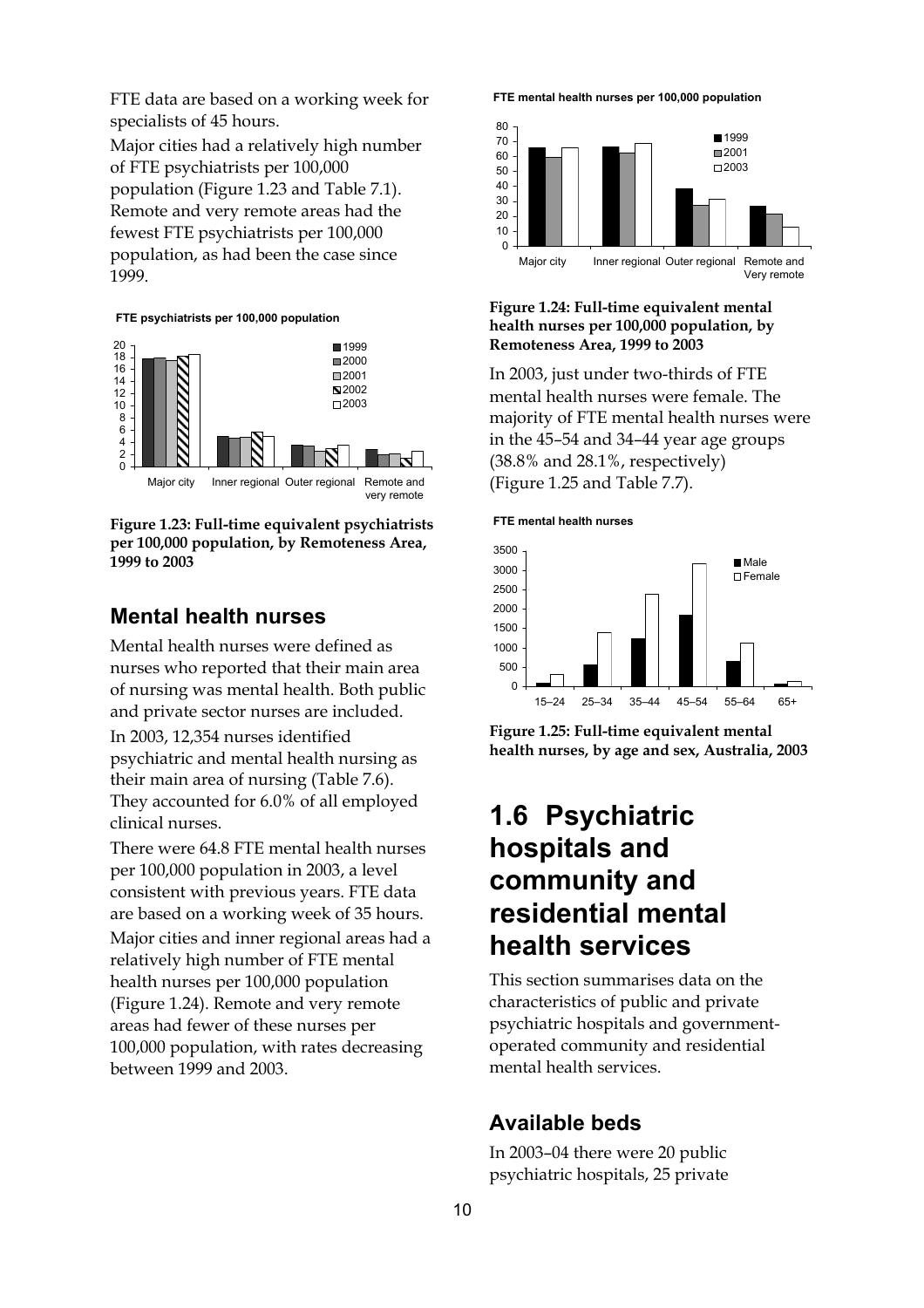FTE data are based on a working week for specialists of 45 hours.

Major cities had a relatively high number of FTE psychiatrists per 100,000 population (Figure 1.23 and Table 7.1). Remote and very remote areas had the fewest FTE psychiatrists per 100,000 population, as had been the case since 1999.

**Figure 1.23: Full-time equivalent psychiatrists per 100,000 population, by Remoteness Area, 1999 to 2003**

## Mental health nurses

Mental health nurses were defined as nurses who reported that their main area of nursing was mental health. Both public and private sector nurses are included.

In 2003, 12,354 nurses identified psychiatric and mental health nursing as their main area of nursing (Table 7.6). They accounted for 6.0% of all employed clinical nurses.

There were 64.8 FTE mental health nurses per 100,000 population in 2003, a level consistent with previous years. FTE data are based on a working week of 35 hours.

Major cities and inner regional areas had a relatively high number of FTE mental health nurses per 100,000 population (Figure 1.24). Remote and very remote areas had fewer of these nurses per 100,000 population, with rates decreasing between 1999 and 2003.

**Figure 1.24: Full-time equivalent mental health nurses per 100,000 population, by Remoteness Area, 1999 to 2003**

In 2003, just under two-thirds of FTE mental health nurses were female. The majority of FTE mental health nurses were in the 45–54 and 34–44 year age groups (38.8% and 28.1%, respectively) (Figure 1.25 and Table 7.7).

**Figure 1.25: Full-time equivalent mental health nurses, by age and sex, Australia, 2003**

# 1.6 Psychiatric hospitals and community and residential mental health services

This section summarises data on the characteristics of public and private psychiatric hospitals and government-operated community and residential mental health services.

## Available beds

In 2003–04 there were 20 public psychiatric hospitals, 25 private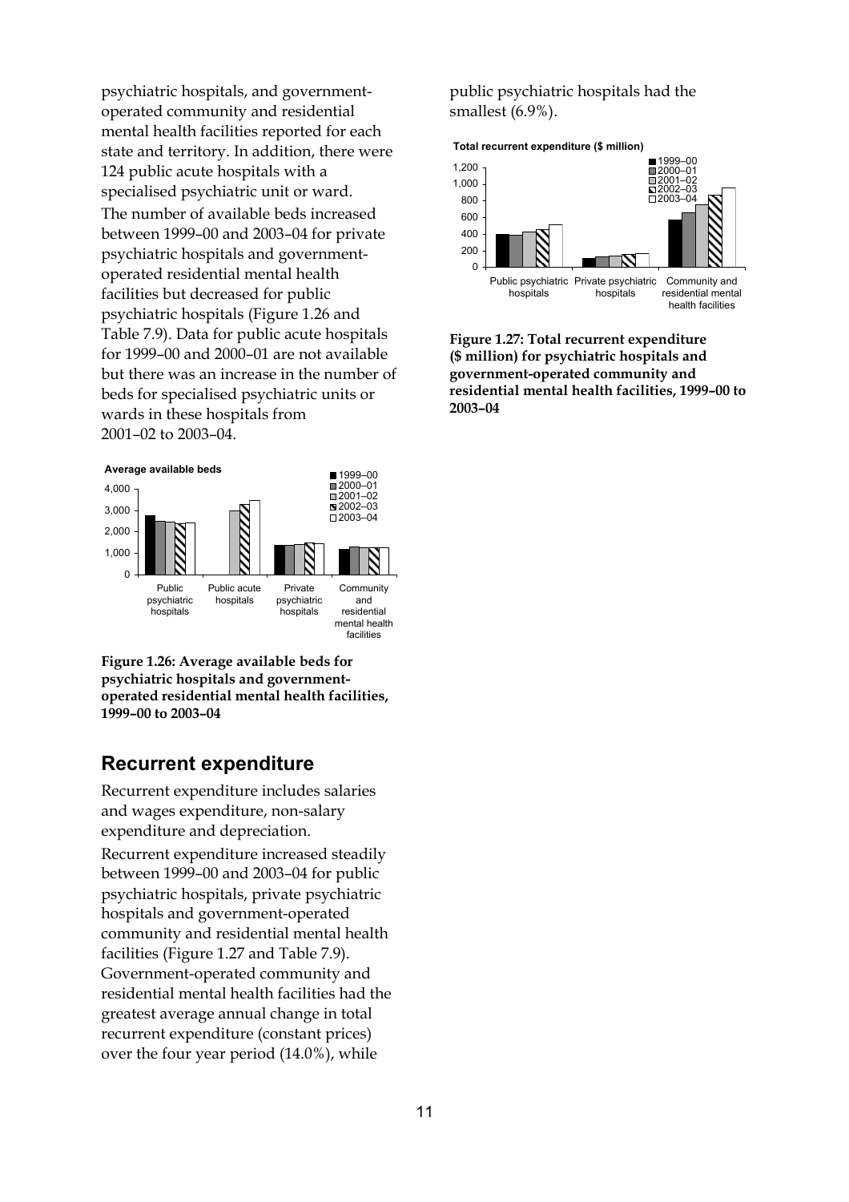psychiatric hospitals, and government-operated community and residential mental health facilities reported for each state and territory. In addition, there were 124 public acute hospitals with a specialised psychiatric unit or ward.

The number of available beds increased between 1999–00 and 2003–04 for private psychiatric hospitals and government-operated residential mental health facilities but decreased for public psychiatric hospitals (Figure 1.26 and Table 7.9). Data for public acute hospitals for 1999–00 and 2000–01 are not available but there was an increase in the number of beds for specialised psychiatric units or wards in these hospitals from 2001–02 to 2003–04.

Average available beds

4,000
3,000
2,000
1,000
0

1999–00
2000–01
2001–02
2002–03
2003–04

Public psychiatric hospitals
Public acute hospitals
Private psychiatric hospitals
Community and residential mental health facilities

**Figure 1.26: Average available beds for psychiatric hospitals and government-operated residential mental health facilities, 1999–00 to 2003–04**

## Recurrent expenditure

Recurrent expenditure includes salaries and wages expenditure, non-salary expenditure and depreciation.

Recurrent expenditure increased steadily between 1999–00 and 2003–04 for public psychiatric hospitals, private psychiatric hospitals and government-operated community and residential mental health facilities (Figure 1.27 and Table 7.9). Government-operated community and residential mental health facilities had the greatest average annual change in total recurrent expenditure (constant prices) over the four year period (14.0%), while public psychiatric hospitals had the smallest (6.9%).

Total recurrent expenditure ($ million)

1,200
1,000
800
600
400
200
0

1999–00
2000–01
2001–02
2002–03
2003–04

Public psychiatric hospitals
Private psychiatric hospitals
Community and residential mental health facilities

**Figure 1.27: Total recurrent expenditure ($ million) for psychiatric hospitals and government-operated community and residential mental health facilities, 1999–00 to 2003–04**